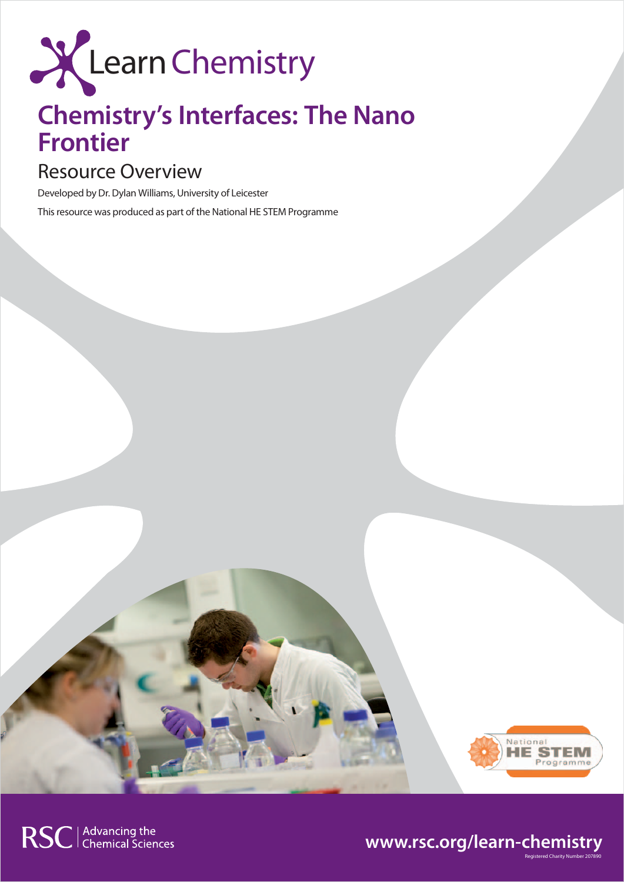Learn Chemistry

# Chemistry's Interfaces: The Nano Frontier

## Resource Overview

Developed by Dr. Dylan Williams, University of Leicester

This resource was produced as part of the National HE STEM Programme

RSC | Advancing the Chemical Sciences

www.rsc.org/learn-chemistry

Registered Charity Number 207890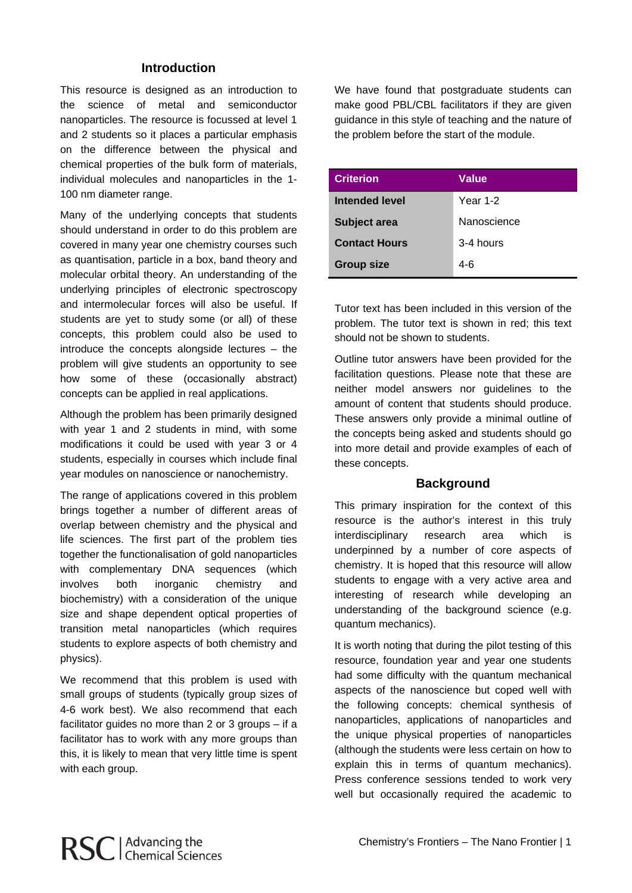## Introduction

This resource is designed as an introduction to the science of metal and semiconductor nanoparticles. The resource is focussed at level 1 and 2 students so it places a particular emphasis on the difference between the physical and chemical properties of the bulk form of materials, individual molecules and nanoparticles in the 1-100 nm diameter range.

Many of the underlying concepts that students should understand in order to do this problem are covered in many year one chemistry courses such as quantisation, particle in a box, band theory and molecular orbital theory. An understanding of the underlying principles of electronic spectroscopy and intermolecular forces will also be useful. If students are yet to study some (or all) of these concepts, this problem could also be used to introduce the concepts alongside lectures – the problem will give students an opportunity to see how some of these (occasionally abstract) concepts can be applied in real applications.

Although the problem has been primarily designed with year 1 and 2 students in mind, with some modifications it could be used with year 3 or 4 students, especially in courses which include final year modules on nanoscience or nanochemistry.

The range of applications covered in this problem brings together a number of different areas of overlap between chemistry and the physical and life sciences. The first part of the problem ties together the functionalisation of gold nanoparticles with complementary DNA sequences (which involves both inorganic chemistry and biochemistry) with a consideration of the unique size and shape dependent optical properties of transition metal nanoparticles (which requires students to explore aspects of both chemistry and physics).

We recommend that this problem is used with small groups of students (typically group sizes of 4-6 work best). We also recommend that each facilitator guides no more than 2 or 3 groups – if a facilitator has to work with any more groups than this, it is likely to mean that very little time is spent with each group.

We have found that postgraduate students can make good PBL/CBL facilitators if they are given guidance in this style of teaching and the nature of the problem before the start of the module.

| Criterion | Value |
|---|---|
| **Intended level** | Year 1-2 |
| **Subject area** | Nanoscience |
| **Contact Hours** | 3-4 hours |
| **Group size** | 4-6 |

Tutor text has been included in this version of the problem. The tutor text is shown in red; this text should not be shown to students.

Outline tutor answers have been provided for the facilitation questions. Please note that these are neither model answers nor guidelines to the amount of content that students should produce. These answers only provide a minimal outline of the concepts being asked and students should go into more detail and provide examples of each of these concepts.

## Background

This primary inspiration for the context of this resource is the author's interest in this truly interdisciplinary research area which is underpinned by a number of core aspects of chemistry. It is hoped that this resource will allow students to engage with a very active area and interesting of research while developing an understanding of the background science (e.g. quantum mechanics).

It is worth noting that during the pilot testing of this resource, foundation year and year one students had some difficulty with the quantum mechanical aspects of the nanoscience but coped well with the following concepts: chemical synthesis of nanoparticles, applications of nanoparticles and the unique physical properties of nanoparticles (although the students were less certain on how to explain this in terms of quantum mechanics). Press conference sessions tended to work very well but occasionally required the academic to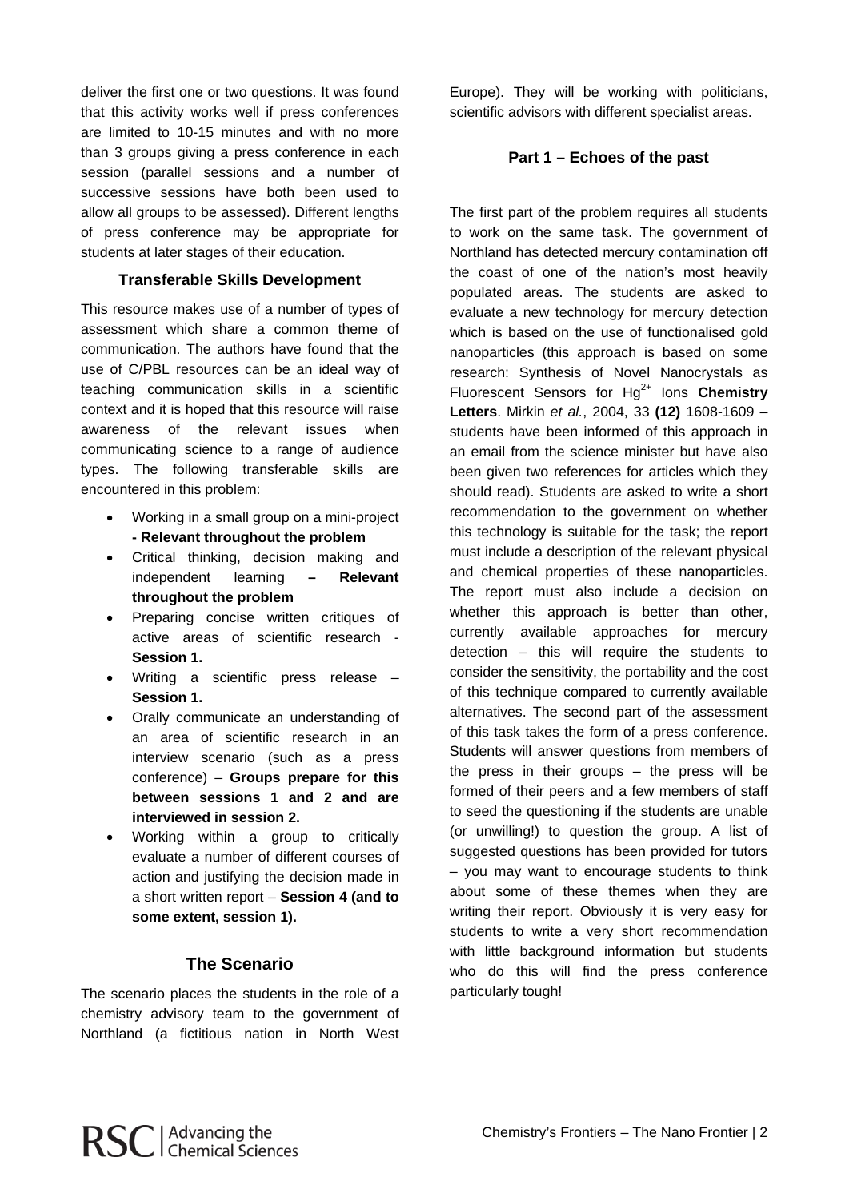deliver the first one or two questions. It was found that this activity works well if press conferences are limited to 10-15 minutes and with no more than 3 groups giving a press conference in each session (parallel sessions and a number of successive sessions have both been used to allow all groups to be assessed). Different lengths of press conference may be appropriate for students at later stages of their education.

### Transferable Skills Development

This resource makes use of a number of types of assessment which share a common theme of communication. The authors have found that the use of C/PBL resources can be an ideal way of teaching communication skills in a scientific context and it is hoped that this resource will raise awareness of the relevant issues when communicating science to a range of audience types. The following transferable skills are encountered in this problem:

- Working in a small group on a mini-project **- Relevant throughout the problem**
- Critical thinking, decision making and independent learning **– Relevant throughout the problem**
- Preparing concise written critiques of active areas of scientific research - **Session 1.**
- Writing a scientific press release – **Session 1.**
- Orally communicate an understanding of an area of scientific research in an interview scenario (such as a press conference) – **Groups prepare for this between sessions 1 and 2 and are interviewed in session 2.**
- Working within a group to critically evaluate a number of different courses of action and justifying the decision made in a short written report – **Session 4 (and to some extent, session 1).**

## The Scenario

The scenario places the students in the role of a chemistry advisory team to the government of Northland (a fictitious nation in North West Europe). They will be working with politicians, scientific advisors with different specialist areas.

### Part 1 – Echoes of the past

The first part of the problem requires all students to work on the same task. The government of Northland has detected mercury contamination off the coast of one of the nation's most heavily populated areas. The students are asked to evaluate a new technology for mercury detection which is based on the use of functionalised gold nanoparticles (this approach is based on some research: Synthesis of Novel Nanocrystals as Fluorescent Sensors for $Hg^{2+}$ Ions **Chemistry Letters**. Mirkin *et al.*, 2004, 33 **(12)** 1608-1609 – students have been informed of this approach in an email from the science minister but have also been given two references for articles which they should read). Students are asked to write a short recommendation to the government on whether this technology is suitable for the task; the report must include a description of the relevant physical and chemical properties of these nanoparticles. The report must also include a decision on whether this approach is better than other, currently available approaches for mercury detection – this will require the students to consider the sensitivity, the portability and the cost of this technique compared to currently available alternatives. The second part of the assessment of this task takes the form of a press conference. Students will answer questions from members of the press in their groups – the press will be formed of their peers and a few members of staff to seed the questioning if the students are unable (or unwilling!) to question the group. A list of suggested questions has been provided for tutors – you may want to encourage students to think about some of these themes when they are writing their report. Obviously it is very easy for students to write a very short recommendation with little background information but students who do this will find the press conference particularly tough!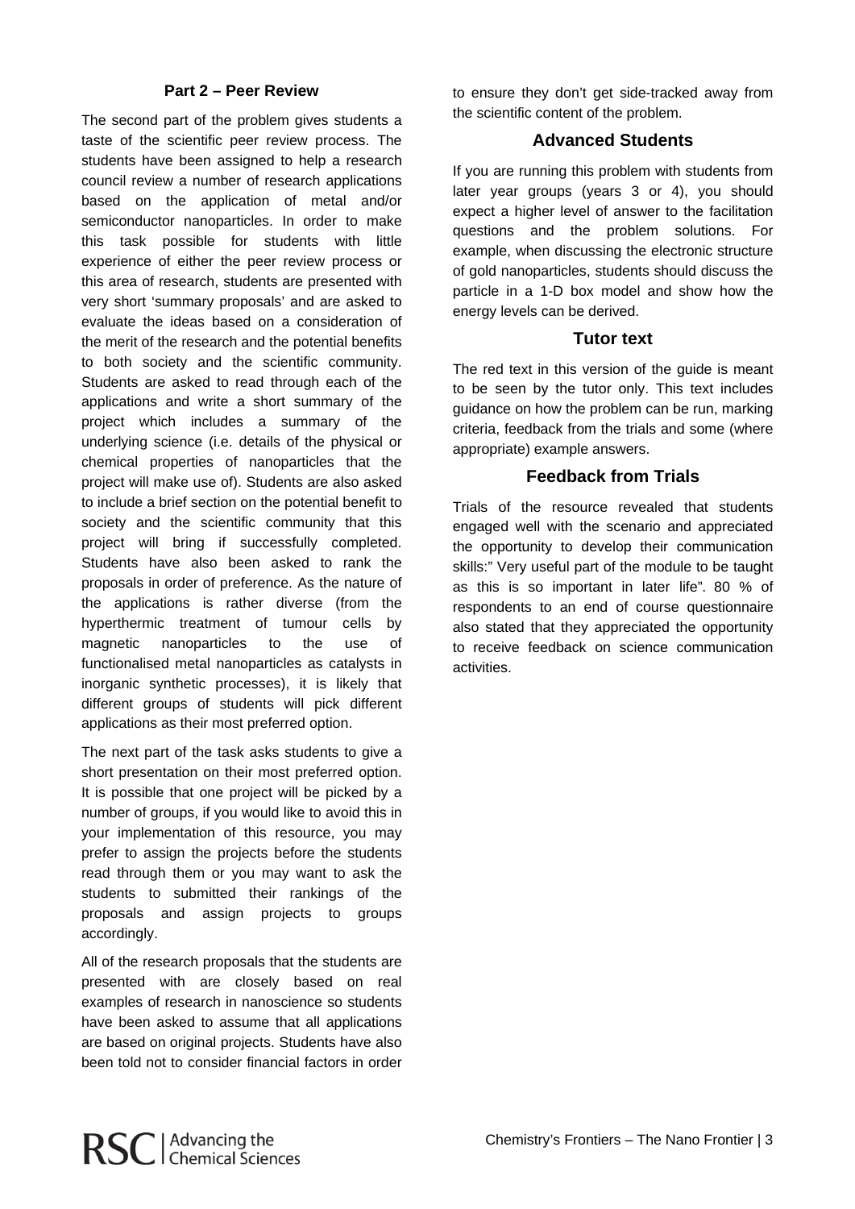## Part 2 – Peer Review

The second part of the problem gives students a taste of the scientific peer review process. The students have been assigned to help a research council review a number of research applications based on the application of metal and/or semiconductor nanoparticles. In order to make this task possible for students with little experience of either the peer review process or this area of research, students are presented with very short 'summary proposals' and are asked to evaluate the ideas based on a consideration of the merit of the research and the potential benefits to both society and the scientific community. Students are asked to read through each of the applications and write a short summary of the project which includes a summary of the underlying science (i.e. details of the physical or chemical properties of nanoparticles that the project will make use of). Students are also asked to include a brief section on the potential benefit to society and the scientific community that this project will bring if successfully completed. Students have also been asked to rank the proposals in order of preference. As the nature of the applications is rather diverse (from the hyperthermic treatment of tumour cells by magnetic nanoparticles to the use of functionalised metal nanoparticles as catalysts in inorganic synthetic processes), it is likely that different groups of students will pick different applications as their most preferred option.

The next part of the task asks students to give a short presentation on their most preferred option. It is possible that one project will be picked by a number of groups, if you would like to avoid this in your implementation of this resource, you may prefer to assign the projects before the students read through them or you may want to ask the students to submitted their rankings of the proposals and assign projects to groups accordingly.

All of the research proposals that the students are presented with are closely based on real examples of research in nanoscience so students have been asked to assume that all applications are based on original projects. Students have also been told not to consider financial factors in order to ensure they don't get side-tracked away from the scientific content of the problem.

## Advanced Students

If you are running this problem with students from later year groups (years 3 or 4), you should expect a higher level of answer to the facilitation questions and the problem solutions. For example, when discussing the electronic structure of gold nanoparticles, students should discuss the particle in a 1-D box model and show how the energy levels can be derived.

## Tutor text

The red text in this version of the guide is meant to be seen by the tutor only. This text includes guidance on how the problem can be run, marking criteria, feedback from the trials and some (where appropriate) example answers.

## Feedback from Trials

Trials of the resource revealed that students engaged well with the scenario and appreciated the opportunity to develop their communication skills:" Very useful part of the module to be taught as this is so important in later life". 80 % of respondents to an end of course questionnaire also stated that they appreciated the opportunity to receive feedback on science communication activities.